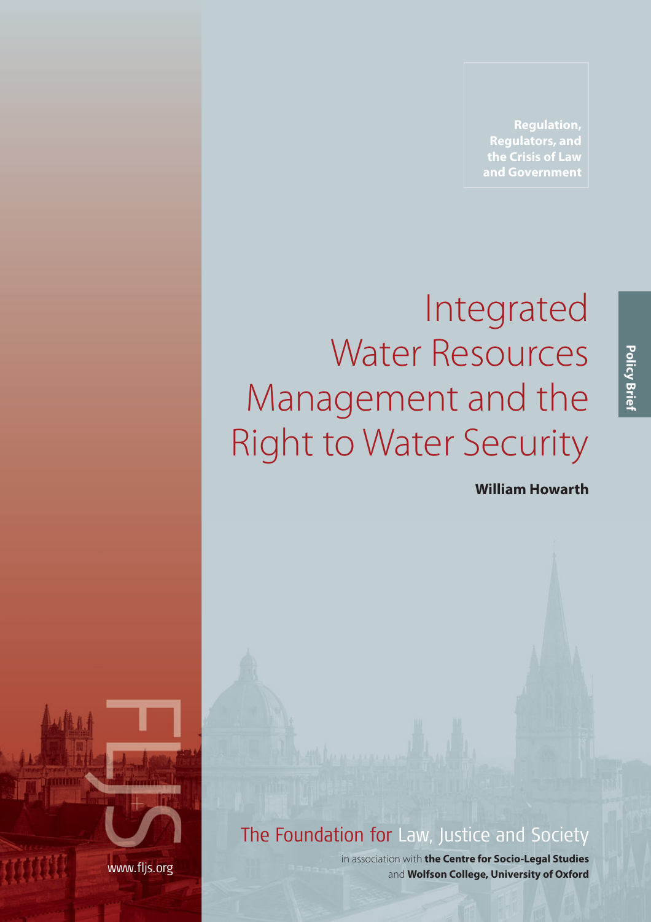Regulation, Regulators, and the Crisis of Law and Government

Policy Brief

# Integrated Water Resources Management and the Right to Water Security

**William Howarth**

The Foundation for Law, Justice and Society

in association with **the Centre for Socio-Legal Studies** and **Wolfson College, University of Oxford**

www.fljs.org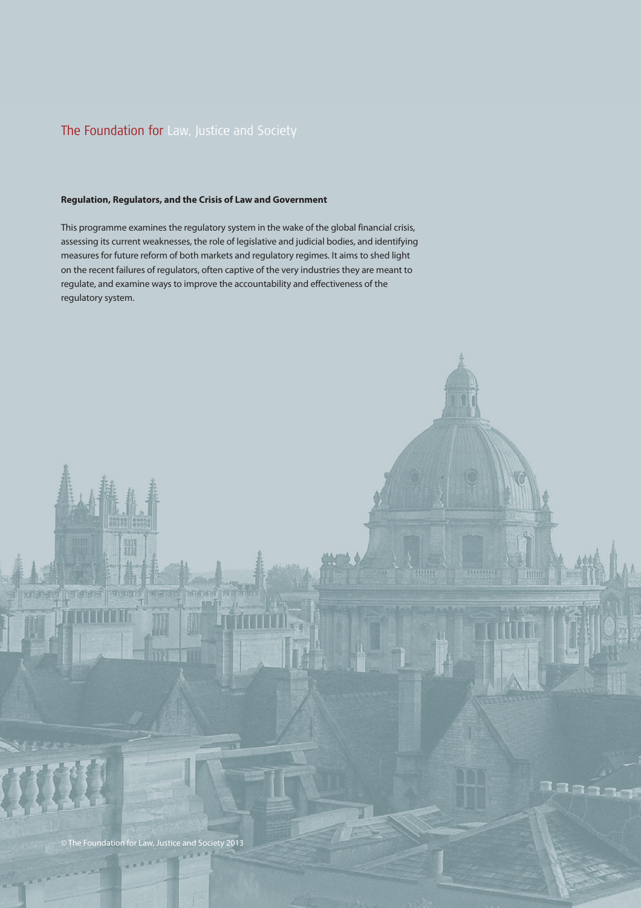The Foundation for Law, Justice and Society

**Regulation, Regulators, and the Crisis of Law and Government**

This programme examines the regulatory system in the wake of the global financial crisis, assessing its current weaknesses, the role of legislative and judicial bodies, and identifying measures for future reform of both markets and regulatory regimes. It aims to shed light on the recent failures of regulators, often captive of the very industries they are meant to regulate, and examine ways to improve the accountability and effectiveness of the regulatory system.

© The Foundation for Law, Justice and Society 2013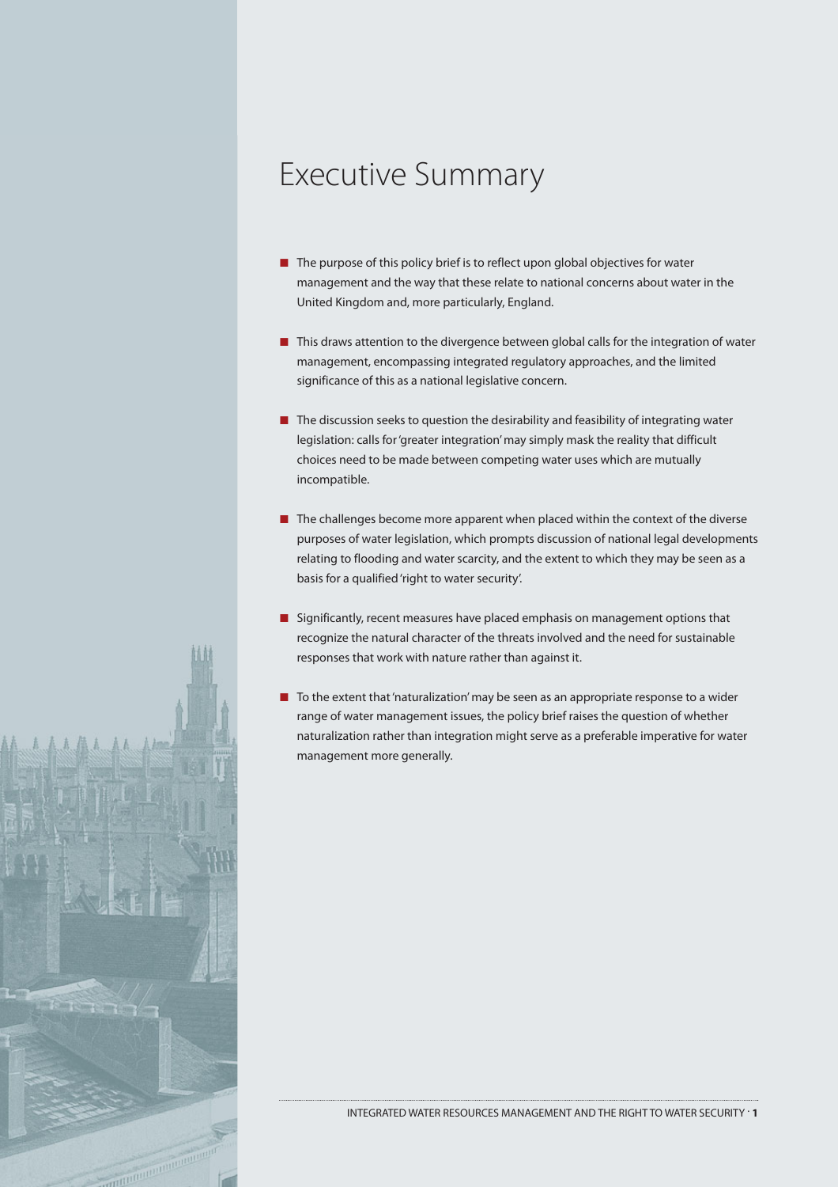# Executive Summary

- The purpose of this policy brief is to reflect upon global objectives for water management and the way that these relate to national concerns about water in the United Kingdom and, more particularly, England.
- This draws attention to the divergence between global calls for the integration of water management, encompassing integrated regulatory approaches, and the limited significance of this as a national legislative concern.
- The discussion seeks to question the desirability and feasibility of integrating water legislation: calls for 'greater integration' may simply mask the reality that difficult choices need to be made between competing water uses which are mutually incompatible.
- The challenges become more apparent when placed within the context of the diverse purposes of water legislation, which prompts discussion of national legal developments relating to flooding and water scarcity, and the extent to which they may be seen as a basis for a qualified 'right to water security'.
- Significantly, recent measures have placed emphasis on management options that recognize the natural character of the threats involved and the need for sustainable responses that work with nature rather than against it.
- To the extent that 'naturalization' may be seen as an appropriate response to a wider range of water management issues, the policy brief raises the question of whether naturalization rather than integration might serve as a preferable imperative for water management more generally.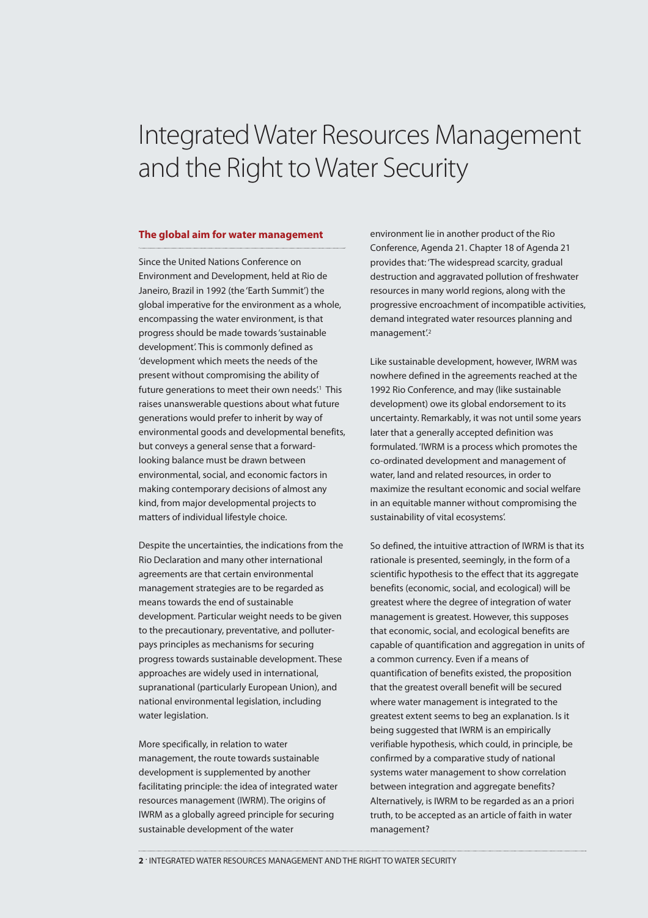# Integrated Water Resources Management and the Right to Water Security

## The global aim for water management

Since the United Nations Conference on Environment and Development, held at Rio de Janeiro, Brazil in 1992 (the 'Earth Summit') the global imperative for the environment as a whole, encompassing the water environment, is that progress should be made towards 'sustainable development'. This is commonly defined as 'development which meets the needs of the present without compromising the ability of future generations to meet their own needs'.[1] This raises unanswerable questions about what future generations would prefer to inherit by way of environmental goods and developmental benefits, but conveys a general sense that a forward-looking balance must be drawn between environmental, social, and economic factors in making contemporary decisions of almost any kind, from major developmental projects to matters of individual lifestyle choice.

Despite the uncertainties, the indications from the Rio Declaration and many other international agreements are that certain environmental management strategies are to be regarded as means towards the end of sustainable development. Particular weight needs to be given to the precautionary, preventative, and polluter-pays principles as mechanisms for securing progress towards sustainable development. These approaches are widely used in international, supranational (particularly European Union), and national environmental legislation, including water legislation.

More specifically, in relation to water management, the route towards sustainable development is supplemented by another facilitating principle: the idea of integrated water resources management (IWRM). The origins of IWRM as a globally agreed principle for securing sustainable development of the water environment lie in another product of the Rio Conference, Agenda 21. Chapter 18 of Agenda 21 provides that: 'The widespread scarcity, gradual destruction and aggravated pollution of freshwater resources in many world regions, along with the progressive encroachment of incompatible activities, demand integrated water resources planning and management'.[2]

Like sustainable development, however, IWRM was nowhere defined in the agreements reached at the 1992 Rio Conference, and may (like sustainable development) owe its global endorsement to its uncertainty. Remarkably, it was not until some years later that a generally accepted definition was formulated. 'IWRM is a process which promotes the co-ordinated development and management of water, land and related resources, in order to maximize the resultant economic and social welfare in an equitable manner without compromising the sustainability of vital ecosystems'.

So defined, the intuitive attraction of IWRM is that its rationale is presented, seemingly, in the form of a scientific hypothesis to the effect that its aggregate benefits (economic, social, and ecological) will be greatest where the degree of integration of water management is greatest. However, this supposes that economic, social, and ecological benefits are capable of quantification and aggregation in units of a common currency. Even if a means of quantification of benefits existed, the proposition that the greatest overall benefit will be secured where water management is integrated to the greatest extent seems to beg an explanation. Is it being suggested that IWRM is an empirically verifiable hypothesis, which could, in principle, be confirmed by a comparative study of national systems water management to show correlation between integration and aggregate benefits? Alternatively, is IWRM to be regarded as an a priori truth, to be accepted as an article of faith in water management?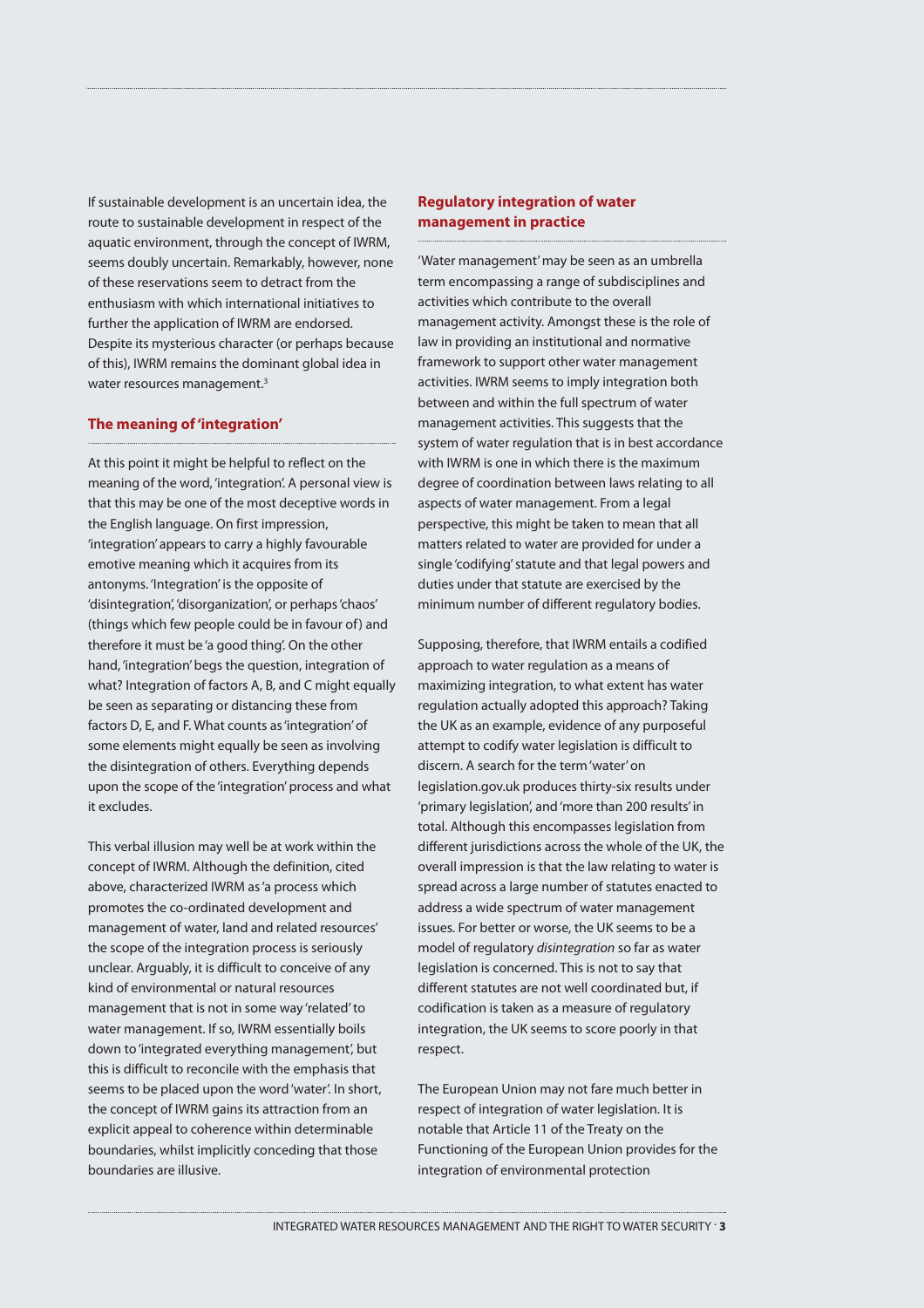If sustainable development is an uncertain idea, the route to sustainable development in respect of the aquatic environment, through the concept of IWRM, seems doubly uncertain. Remarkably, however, none of these reservations seem to detract from the enthusiasm with which international initiatives to further the application of IWRM are endorsed. Despite its mysterious character (or perhaps because of this), IWRM remains the dominant global idea in water resources management.[3]

## The meaning of 'integration'

At this point it might be helpful to reflect on the meaning of the word, 'integration'. A personal view is that this may be one of the most deceptive words in the English language. On first impression, 'integration' appears to carry a highly favourable emotive meaning which it acquires from its antonyms. 'Integration' is the opposite of 'disintegration', 'disorganization', or perhaps 'chaos' (things which few people could be in favour of) and therefore it must be 'a good thing'. On the other hand, 'integration' begs the question, integration of what? Integration of factors A, B, and C might equally be seen as separating or distancing these from factors D, E, and F. What counts as 'integration' of some elements might equally be seen as involving the disintegration of others. Everything depends upon the scope of the 'integration' process and what it excludes.

This verbal illusion may well be at work within the concept of IWRM. Although the definition, cited above, characterized IWRM as 'a process which promotes the co-ordinated development and management of water, land and related resources' the scope of the integration process is seriously unclear. Arguably, it is difficult to conceive of any kind of environmental or natural resources management that is not in some way 'related' to water management. If so, IWRM essentially boils down to 'integrated everything management', but this is difficult to reconcile with the emphasis that seems to be placed upon the word 'water'. In short, the concept of IWRM gains its attraction from an explicit appeal to coherence within determinable boundaries, whilst implicitly conceding that those boundaries are illusive.

## Regulatory integration of water management in practice

'Water management' may be seen as an umbrella term encompassing a range of subdisciplines and activities which contribute to the overall management activity. Amongst these is the role of law in providing an institutional and normative framework to support other water management activities. IWRM seems to imply integration both between and within the full spectrum of water management activities. This suggests that the system of water regulation that is in best accordance with IWRM is one in which there is the maximum degree of coordination between laws relating to all aspects of water management. From a legal perspective, this might be taken to mean that all matters related to water are provided for under a single 'codifying' statute and that legal powers and duties under that statute are exercised by the minimum number of different regulatory bodies.

Supposing, therefore, that IWRM entails a codified approach to water regulation as a means of maximizing integration, to what extent has water regulation actually adopted this approach? Taking the UK as an example, evidence of any purposeful attempt to codify water legislation is difficult to discern. A search for the term 'water' on legislation.gov.uk produces thirty-six results under 'primary legislation', and 'more than 200 results' in total. Although this encompasses legislation from different jurisdictions across the whole of the UK, the overall impression is that the law relating to water is spread across a large number of statutes enacted to address a wide spectrum of water management issues. For better or worse, the UK seems to be a model of regulatory *disintegration* so far as water legislation is concerned. This is not to say that different statutes are not well coordinated but, if codification is taken as a measure of regulatory integration, the UK seems to score poorly in that respect.

The European Union may not fare much better in respect of integration of water legislation. It is notable that Article 11 of the Treaty on the Functioning of the European Union provides for the integration of environmental protection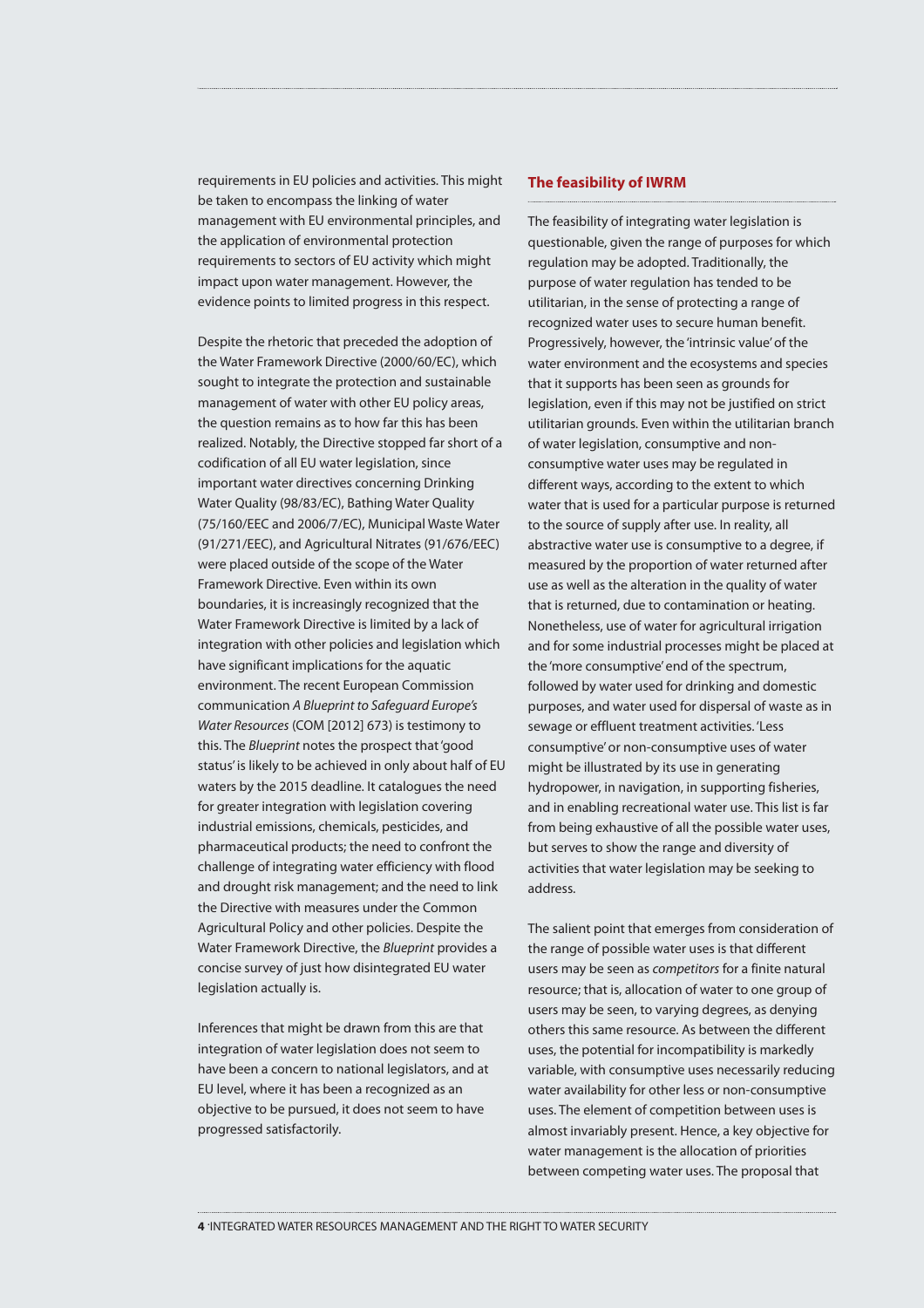requirements in EU policies and activities. This might be taken to encompass the linking of water management with EU environmental principles, and the application of environmental protection requirements to sectors of EU activity which might impact upon water management. However, the evidence points to limited progress in this respect.

Despite the rhetoric that preceded the adoption of the Water Framework Directive (2000/60/EC), which sought to integrate the protection and sustainable management of water with other EU policy areas, the question remains as to how far this has been realized. Notably, the Directive stopped far short of a codification of all EU water legislation, since important water directives concerning Drinking Water Quality (98/83/EC), Bathing Water Quality (75/160/EEC and 2006/7/EC), Municipal Waste Water (91/271/EEC), and Agricultural Nitrates (91/676/EEC) were placed outside of the scope of the Water Framework Directive. Even within its own boundaries, it is increasingly recognized that the Water Framework Directive is limited by a lack of integration with other policies and legislation which have significant implications for the aquatic environment. The recent European Commission communication *A Blueprint to Safeguard Europe's Water Resources* (COM [2012] 673) is testimony to this. The *Blueprint* notes the prospect that 'good status' is likely to be achieved in only about half of EU waters by the 2015 deadline. It catalogues the need for greater integration with legislation covering industrial emissions, chemicals, pesticides, and pharmaceutical products; the need to confront the challenge of integrating water efficiency with flood and drought risk management; and the need to link the Directive with measures under the Common Agricultural Policy and other policies. Despite the Water Framework Directive, the *Blueprint* provides a concise survey of just how disintegrated EU water legislation actually is.

Inferences that might be drawn from this are that integration of water legislation does not seem to have been a concern to national legislators, and at EU level, where it has been a recognized as an objective to be pursued, it does not seem to have progressed satisfactorily.

## The feasibility of IWRM

The feasibility of integrating water legislation is questionable, given the range of purposes for which regulation may be adopted. Traditionally, the purpose of water regulation has tended to be utilitarian, in the sense of protecting a range of recognized water uses to secure human benefit. Progressively, however, the 'intrinsic value' of the water environment and the ecosystems and species that it supports has been seen as grounds for legislation, even if this may not be justified on strict utilitarian grounds. Even within the utilitarian branch of water legislation, consumptive and non-consumptive water uses may be regulated in different ways, according to the extent to which water that is used for a particular purpose is returned to the source of supply after use. In reality, all abstractive water use is consumptive to a degree, if measured by the proportion of water returned after use as well as the alteration in the quality of water that is returned, due to contamination or heating. Nonetheless, use of water for agricultural irrigation and for some industrial processes might be placed at the 'more consumptive' end of the spectrum, followed by water used for drinking and domestic purposes, and water used for dispersal of waste as in sewage or effluent treatment activities. 'Less consumptive' or non-consumptive uses of water might be illustrated by its use in generating hydropower, in navigation, in supporting fisheries, and in enabling recreational water use. This list is far from being exhaustive of all the possible water uses, but serves to show the range and diversity of activities that water legislation may be seeking to address.

The salient point that emerges from consideration of the range of possible water uses is that different users may be seen as *competitors* for a finite natural resource; that is, allocation of water to one group of users may be seen, to varying degrees, as denying others this same resource. As between the different uses, the potential for incompatibility is markedly variable, with consumptive uses necessarily reducing water availability for other less or non-consumptive uses. The element of competition between uses is almost invariably present. Hence, a key objective for water management is the allocation of priorities between competing water uses. The proposal that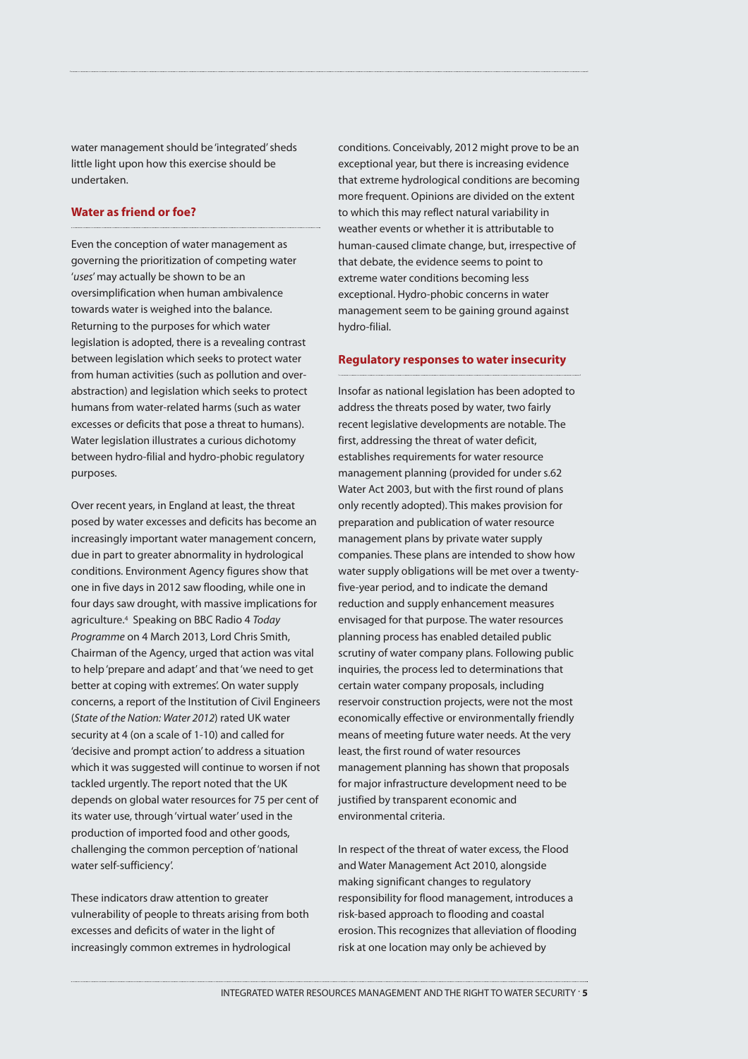water management should be 'integrated' sheds little light upon how this exercise should be undertaken.

### Water as friend or foe?

Even the conception of water management as governing the prioritization of competing water '*uses*' may actually be shown to be an oversimplification when human ambivalence towards water is weighed into the balance. Returning to the purposes for which water legislation is adopted, there is a revealing contrast between legislation which seeks to protect water from human activities (such as pollution and over-abstraction) and legislation which seeks to protect humans from water-related harms (such as water excesses or deficits that pose a threat to humans). Water legislation illustrates a curious dichotomy between hydro-filial and hydro-phobic regulatory purposes.

Over recent years, in England at least, the threat posed by water excesses and deficits has become an increasingly important water management concern, due in part to greater abnormality in hydrological conditions. Environment Agency figures show that one in five days in 2012 saw flooding, while one in four days saw drought, with massive implications for agriculture.[4] Speaking on BBC Radio 4 *Today Programme* on 4 March 2013, Lord Chris Smith, Chairman of the Agency, urged that action was vital to help 'prepare and adapt' and that 'we need to get better at coping with extremes'. On water supply concerns, a report of the Institution of Civil Engineers (*State of the Nation: Water 2012*) rated UK water security at 4 (on a scale of 1-10) and called for 'decisive and prompt action' to address a situation which it was suggested will continue to worsen if not tackled urgently. The report noted that the UK depends on global water resources for 75 per cent of its water use, through 'virtual water' used in the production of imported food and other goods, challenging the common perception of 'national water self-sufficiency'.

These indicators draw attention to greater vulnerability of people to threats arising from both excesses and deficits of water in the light of increasingly common extremes in hydrological conditions. Conceivably, 2012 might prove to be an exceptional year, but there is increasing evidence that extreme hydrological conditions are becoming more frequent. Opinions are divided on the extent to which this may reflect natural variability in weather events or whether it is attributable to human-caused climate change, but, irrespective of that debate, the evidence seems to point to extreme water conditions becoming less exceptional. Hydro-phobic concerns in water management seem to be gaining ground against hydro-filial.

### Regulatory responses to water insecurity

Insofar as national legislation has been adopted to address the threats posed by water, two fairly recent legislative developments are notable. The first, addressing the threat of water deficit, establishes requirements for water resource management planning (provided for under s.62 Water Act 2003, but with the first round of plans only recently adopted). This makes provision for preparation and publication of water resource management plans by private water supply companies. These plans are intended to show how water supply obligations will be met over a twenty-five-year period, and to indicate the demand reduction and supply enhancement measures envisaged for that purpose. The water resources planning process has enabled detailed public scrutiny of water company plans. Following public inquiries, the process led to determinations that certain water company proposals, including reservoir construction projects, were not the most economically effective or environmentally friendly means of meeting future water needs. At the very least, the first round of water resources management planning has shown that proposals for major infrastructure development need to be justified by transparent economic and environmental criteria.

In respect of the threat of water excess, the Flood and Water Management Act 2010, alongside making significant changes to regulatory responsibility for flood management, introduces a risk-based approach to flooding and coastal erosion. This recognizes that alleviation of flooding risk at one location may only be achieved by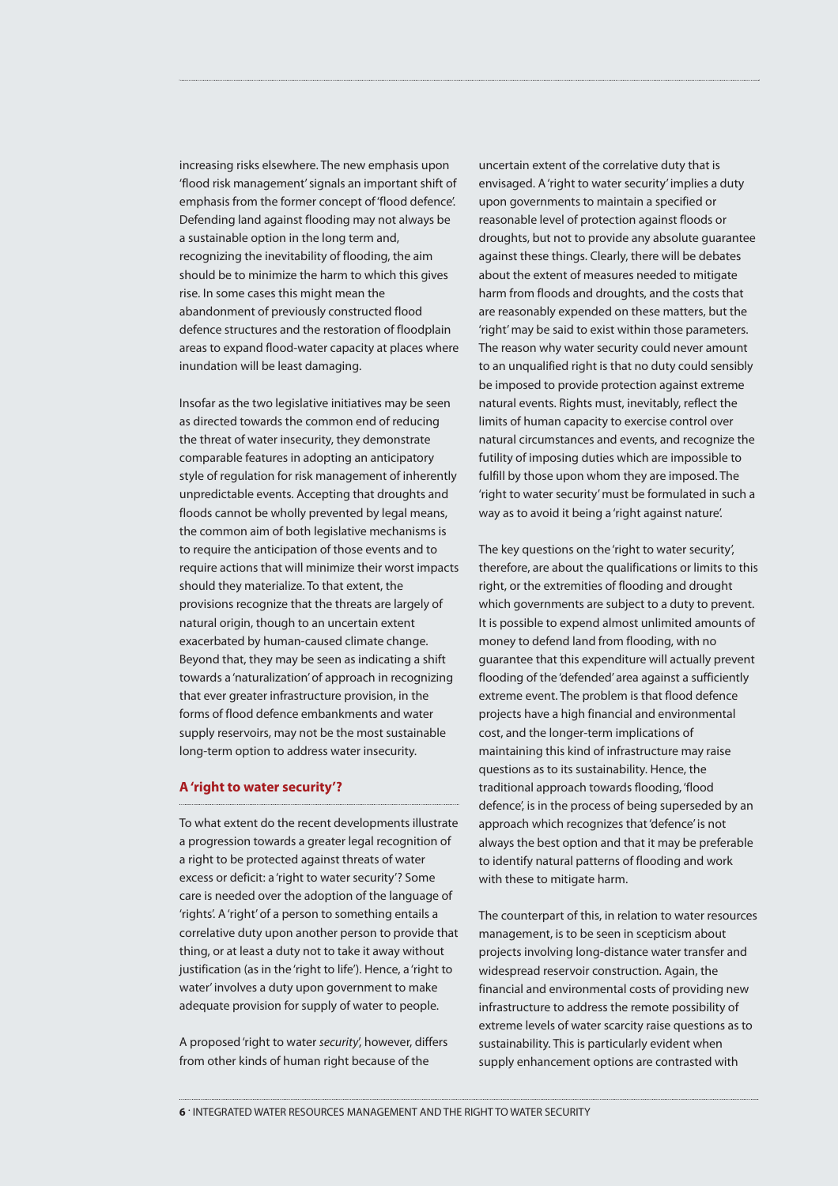increasing risks elsewhere. The new emphasis upon 'flood risk management' signals an important shift of emphasis from the former concept of 'flood defence'. Defending land against flooding may not always be a sustainable option in the long term and, recognizing the inevitability of flooding, the aim should be to minimize the harm to which this gives rise. In some cases this might mean the abandonment of previously constructed flood defence structures and the restoration of floodplain areas to expand flood-water capacity at places where inundation will be least damaging.

Insofar as the two legislative initiatives may be seen as directed towards the common end of reducing the threat of water insecurity, they demonstrate comparable features in adopting an anticipatory style of regulation for risk management of inherently unpredictable events. Accepting that droughts and floods cannot be wholly prevented by legal means, the common aim of both legislative mechanisms is to require the anticipation of those events and to require actions that will minimize their worst impacts should they materialize. To that extent, the provisions recognize that the threats are largely of natural origin, though to an uncertain extent exacerbated by human-caused climate change. Beyond that, they may be seen as indicating a shift towards a 'naturalization' of approach in recognizing that ever greater infrastructure provision, in the forms of flood defence embankments and water supply reservoirs, may not be the most sustainable long-term option to address water insecurity.

## A 'right to water security'?

To what extent do the recent developments illustrate a progression towards a greater legal recognition of a right to be protected against threats of water excess or deficit: a 'right to water security'? Some care is needed over the adoption of the language of 'rights'. A 'right' of a person to something entails a correlative duty upon another person to provide that thing, or at least a duty not to take it away without justification (as in the 'right to life'). Hence, a 'right to water' involves a duty upon government to make adequate provision for supply of water to people.

A proposed 'right to water *security*', however, differs from other kinds of human right because of the uncertain extent of the correlative duty that is envisaged. A 'right to water security' implies a duty upon governments to maintain a specified or reasonable level of protection against floods or droughts, but not to provide any absolute guarantee against these things. Clearly, there will be debates about the extent of measures needed to mitigate harm from floods and droughts, and the costs that are reasonably expended on these matters, but the 'right' may be said to exist within those parameters. The reason why water security could never amount to an unqualified right is that no duty could sensibly be imposed to provide protection against extreme natural events. Rights must, inevitably, reflect the limits of human capacity to exercise control over natural circumstances and events, and recognize the futility of imposing duties which are impossible to fulfill by those upon whom they are imposed. The 'right to water security' must be formulated in such a way as to avoid it being a 'right against nature'.

The key questions on the 'right to water security', therefore, are about the qualifications or limits to this right, or the extremities of flooding and drought which governments are subject to a duty to prevent. It is possible to expend almost unlimited amounts of money to defend land from flooding, with no guarantee that this expenditure will actually prevent flooding of the 'defended' area against a sufficiently extreme event. The problem is that flood defence projects have a high financial and environmental cost, and the longer-term implications of maintaining this kind of infrastructure may raise questions as to its sustainability. Hence, the traditional approach towards flooding, 'flood defence', is in the process of being superseded by an approach which recognizes that 'defence' is not always the best option and that it may be preferable to identify natural patterns of flooding and work with these to mitigate harm.

The counterpart of this, in relation to water resources management, is to be seen in scepticism about projects involving long-distance water transfer and widespread reservoir construction. Again, the financial and environmental costs of providing new infrastructure to address the remote possibility of extreme levels of water scarcity raise questions as to sustainability. This is particularly evident when supply enhancement options are contrasted with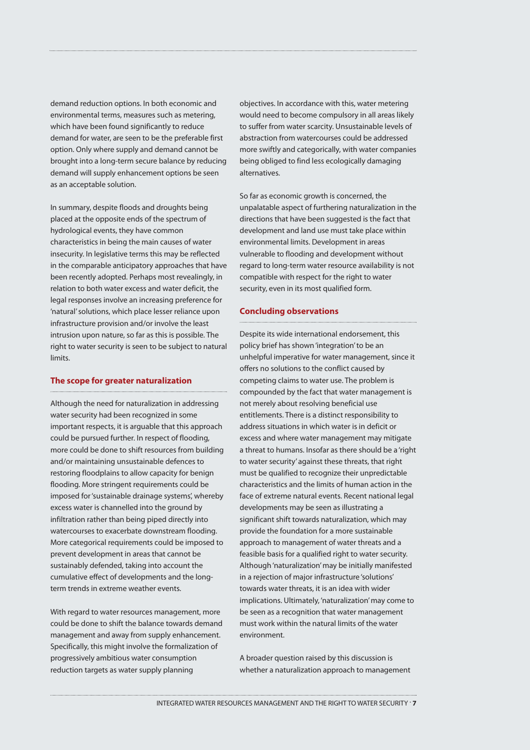demand reduction options. In both economic and environmental terms, measures such as metering, which have been found significantly to reduce demand for water, are seen to be the preferable first option. Only where supply and demand cannot be brought into a long-term secure balance by reducing demand will supply enhancement options be seen as an acceptable solution.

In summary, despite floods and droughts being placed at the opposite ends of the spectrum of hydrological events, they have common characteristics in being the main causes of water insecurity. In legislative terms this may be reflected in the comparable anticipatory approaches that have been recently adopted. Perhaps most revealingly, in relation to both water excess and water deficit, the legal responses involve an increasing preference for 'natural' solutions, which place lesser reliance upon infrastructure provision and/or involve the least intrusion upon nature, so far as this is possible. The right to water security is seen to be subject to natural limits.

## The scope for greater naturalization

Although the need for naturalization in addressing water security had been recognized in some important respects, it is arguable that this approach could be pursued further. In respect of flooding, more could be done to shift resources from building and/or maintaining unsustainable defences to restoring floodplains to allow capacity for benign flooding. More stringent requirements could be imposed for 'sustainable drainage systems', whereby excess water is channelled into the ground by infiltration rather than being piped directly into watercourses to exacerbate downstream flooding. More categorical requirements could be imposed to prevent development in areas that cannot be sustainably defended, taking into account the cumulative effect of developments and the long-term trends in extreme weather events.

With regard to water resources management, more could be done to shift the balance towards demand management and away from supply enhancement. Specifically, this might involve the formalization of progressively ambitious water consumption reduction targets as water supply planning objectives. In accordance with this, water metering would need to become compulsory in all areas likely to suffer from water scarcity. Unsustainable levels of abstraction from watercourses could be addressed more swiftly and categorically, with water companies being obliged to find less ecologically damaging alternatives.

So far as economic growth is concerned, the unpalatable aspect of furthering naturalization in the directions that have been suggested is the fact that development and land use must take place within environmental limits. Development in areas vulnerable to flooding and development without regard to long-term water resource availability is not compatible with respect for the right to water security, even in its most qualified form.

## Concluding observations

Despite its wide international endorsement, this policy brief has shown 'integration' to be an unhelpful imperative for water management, since it offers no solutions to the conflict caused by competing claims to water use. The problem is compounded by the fact that water management is not merely about resolving beneficial use entitlements. There is a distinct responsibility to address situations in which water is in deficit or excess and where water management may mitigate a threat to humans. Insofar as there should be a 'right to water security' against these threats, that right must be qualified to recognize their unpredictable characteristics and the limits of human action in the face of extreme natural events. Recent national legal developments may be seen as illustrating a significant shift towards naturalization, which may provide the foundation for a more sustainable approach to management of water threats and a feasible basis for a qualified right to water security. Although 'naturalization' may be initially manifested in a rejection of major infrastructure 'solutions' towards water threats, it is an idea with wider implications. Ultimately, 'naturalization' may come to be seen as a recognition that water management must work within the natural limits of the water environment.

A broader question raised by this discussion is whether a naturalization approach to management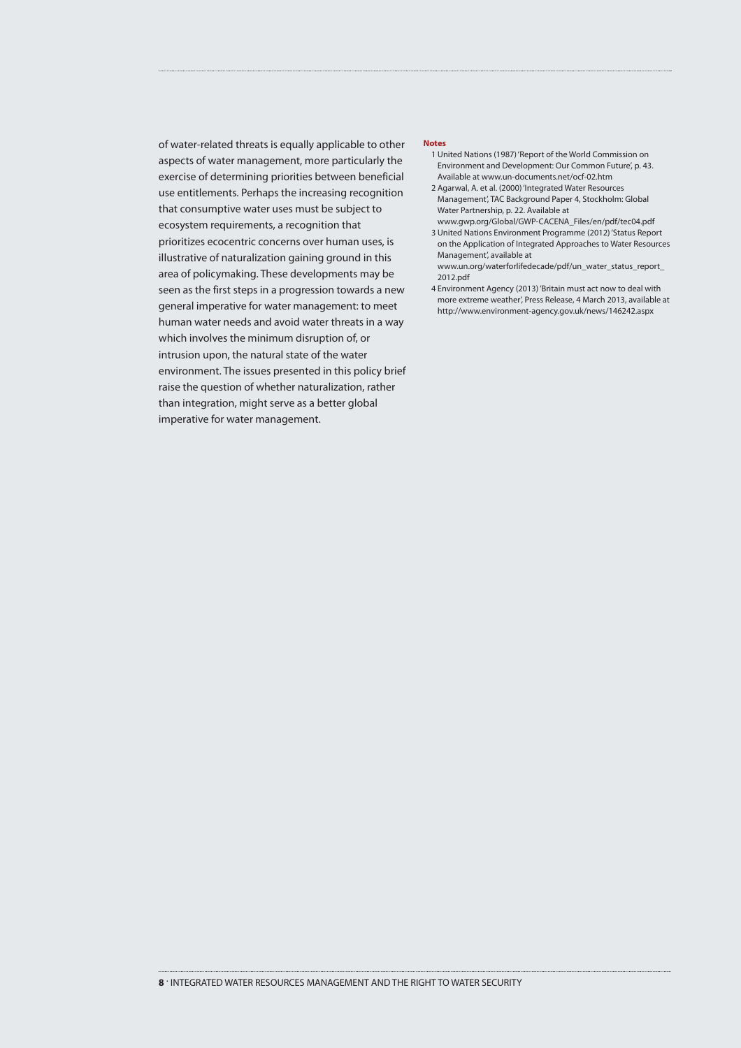of water-related threats is equally applicable to other aspects of water management, more particularly the exercise of determining priorities between beneficial use entitlements. Perhaps the increasing recognition that consumptive water uses must be subject to ecosystem requirements, a recognition that prioritizes ecocentric concerns over human uses, is illustrative of naturalization gaining ground in this area of policymaking. These developments may be seen as the first steps in a progression towards a new general imperative for water management: to meet human water needs and avoid water threats in a way which involves the minimum disruption of, or intrusion upon, the natural state of the water environment. The issues presented in this policy brief raise the question of whether naturalization, rather than integration, might serve as a better global imperative for water management.

**Notes**

1 United Nations (1987) 'Report of the World Commission on Environment and Development: Our Common Future', p. 43. Available at www.un-documents.net/ocf-02.htm

2 Agarwal, A. et al. (2000) 'Integrated Water Resources Management', TAC Background Paper 4, Stockholm: Global Water Partnership, p. 22. Available at www.gwp.org/Global/GWP-CACENA_Files/en/pdf/tec04.pdf

3 United Nations Environment Programme (2012) 'Status Report on the Application of Integrated Approaches to Water Resources Management', available at www.un.org/waterforlifedecade/pdf/un_water_status_report_2012.pdf

4 Environment Agency (2013) 'Britain must act now to deal with more extreme weather', Press Release, 4 March 2013, available at http://www.environment-agency.gov.uk/news/146242.aspx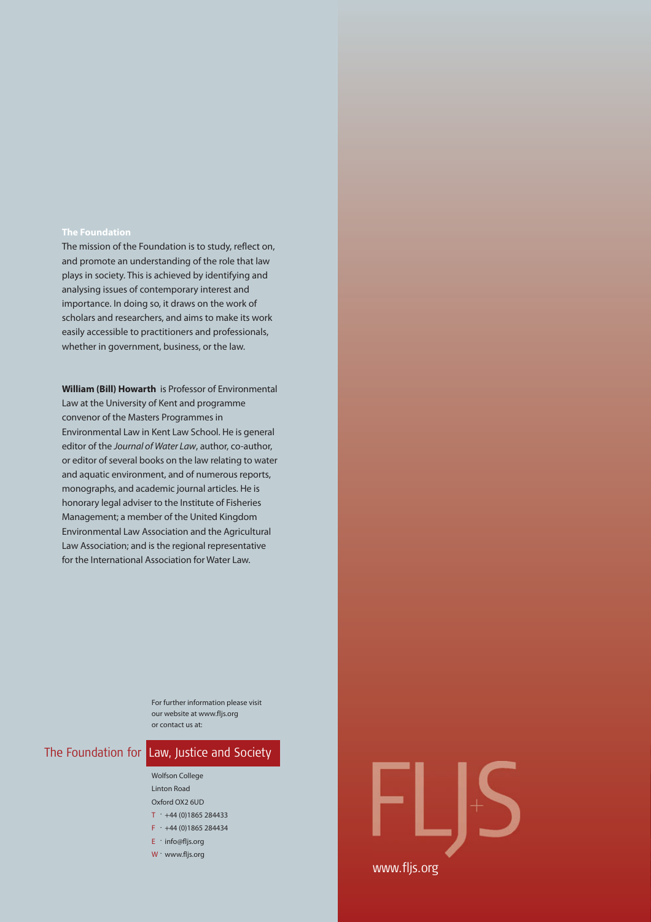### The Foundation

The mission of the Foundation is to study, reflect on, and promote an understanding of the role that law plays in society. This is achieved by identifying and analysing issues of contemporary interest and importance. In doing so, it draws on the work of scholars and researchers, and aims to make its work easily accessible to practitioners and professionals, whether in government, business, or the law.

**William (Bill) Howarth** is Professor of Environmental Law at the University of Kent and programme convenor of the Masters Programmes in Environmental Law in Kent Law School. He is general editor of the *Journal of Water Law*, author, co-author, or editor of several books on the law relating to water and aquatic environment, and of numerous reports, monographs, and academic journal articles. He is honorary legal adviser to the Institute of Fisheries Management; a member of the United Kingdom Environmental Law Association and the Agricultural Law Association; and is the regional representative for the International Association for Water Law.

For further information please visit our website at www.fljs.org or contact us at:

The Foundation for Law, Justice and Society

Wolfson College
Linton Road
Oxford OX2 6UD
T · +44 (0)1865 284433
F · +44 (0)1865 284434
E · info@fljs.org
W · www.fljs.org

FLJS

www.fljs.org